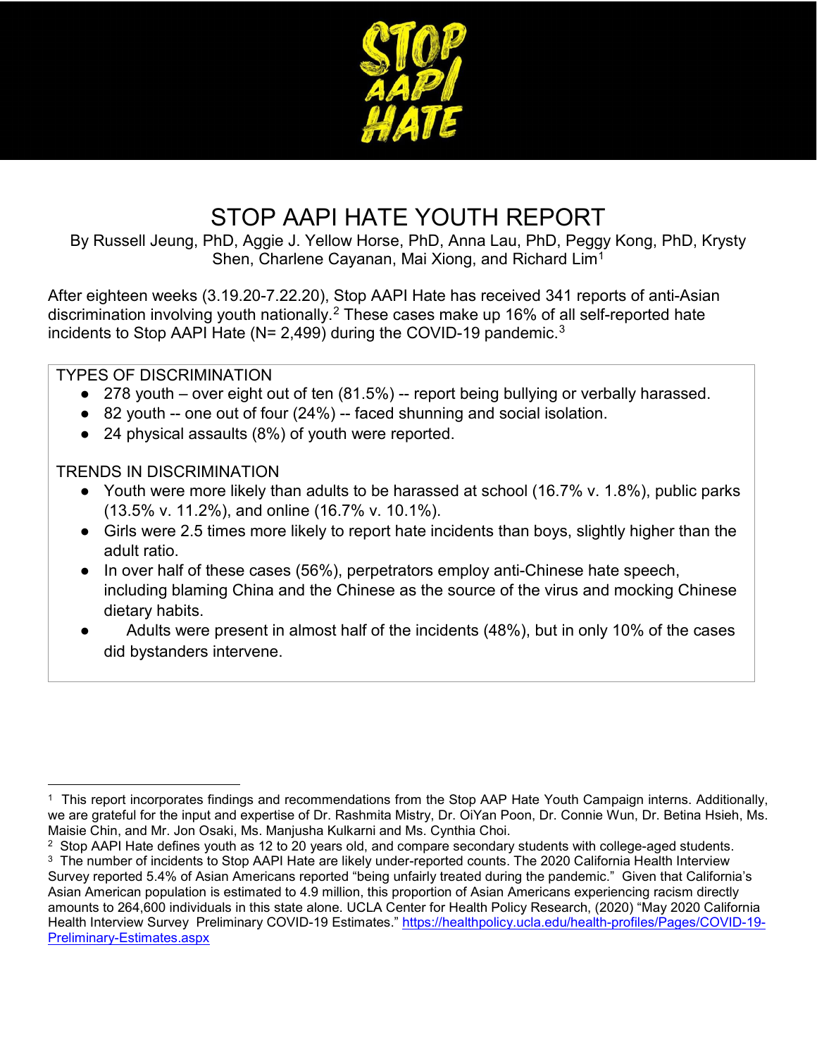# STOP AAPI HATE YOUTH REPORT

By Russell Jeung, PhD, Aggie J. Yellow Horse, PhD, Anna Lau, PhD, Peggy Kong, PhD, Krysty Shen, Charlene Cayanan, Mai Xiong, and Richard Lim[1]

After eighteen weeks (3.19.20-7.22.20), Stop AAPI Hate has received 341 reports of anti-Asian discrimination involving youth nationally.[2] These cases make up 16% of all self-reported hate incidents to Stop AAPI Hate (N= 2,499) during the COVID-19 pandemic.[3]

TYPES OF DISCRIMINATION

- 278 youth – over eight out of ten (81.5%) -- report being bullying or verbally harassed.
- 82 youth -- one out of four (24%) -- faced shunning and social isolation.
- 24 physical assaults (8%) of youth were reported.

TRENDS IN DISCRIMINATION

- Youth were more likely than adults to be harassed at school (16.7% v. 1.8%), public parks (13.5% v. 11.2%), and online (16.7% v. 10.1%).
- Girls were 2.5 times more likely to report hate incidents than boys, slightly higher than the adult ratio.
- In over half of these cases (56%), perpetrators employ anti-Chinese hate speech, including blaming China and the Chinese as the source of the virus and mocking Chinese dietary habits.
- Adults were present in almost half of the incidents (48%), but in only 10% of the cases did bystanders intervene.

---

[1] This report incorporates findings and recommendations from the Stop AAP Hate Youth Campaign interns. Additionally, we are grateful for the input and expertise of Dr. Rashmita Mistry, Dr. OiYan Poon, Dr. Connie Wun, Dr. Betina Hsieh, Ms. Maisie Chin, and Mr. Jon Osaki, Ms. Manjusha Kulkarni and Ms. Cynthia Choi.

[2] Stop AAPI Hate defines youth as 12 to 20 years old, and compare secondary students with college-aged students.

[3] The number of incidents to Stop AAPI Hate are likely under-reported counts. The 2020 California Health Interview Survey reported 5.4% of Asian Americans reported "being unfairly treated during the pandemic." Given that California's Asian American population is estimated to 4.9 million, this proportion of Asian Americans experiencing racism directly amounts to 264,600 individuals in this state alone. UCLA Center for Health Policy Research, (2020) "May 2020 California Health Interview Survey Preliminary COVID-19 Estimates." https://healthpolicy.ucla.edu/health-profiles/Pages/COVID-19-Preliminary-Estimates.aspx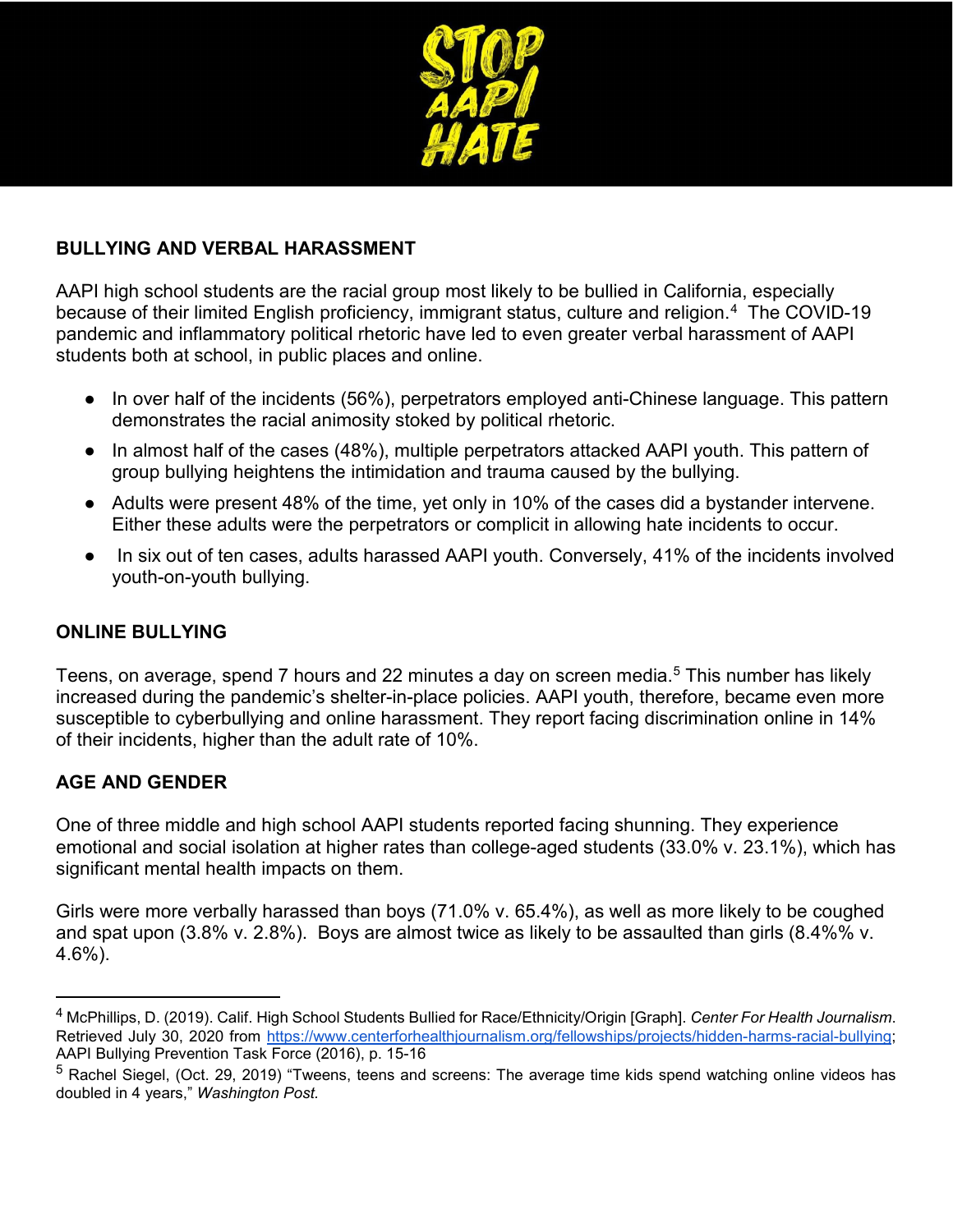## BULLYING AND VERBAL HARASSMENT

AAPI high school students are the racial group most likely to be bullied in California, especially because of their limited English proficiency, immigrant status, culture and religion.[4] The COVID-19 pandemic and inflammatory political rhetoric have led to even greater verbal harassment of AAPI students both at school, in public places and online.

- In over half of the incidents (56%), perpetrators employed anti-Chinese language. This pattern demonstrates the racial animosity stoked by political rhetoric.
- In almost half of the cases (48%), multiple perpetrators attacked AAPI youth. This pattern of group bullying heightens the intimidation and trauma caused by the bullying.
- Adults were present 48% of the time, yet only in 10% of the cases did a bystander intervene. Either these adults were the perpetrators or complicit in allowing hate incidents to occur.
- In six out of ten cases, adults harassed AAPI youth. Conversely, 41% of the incidents involved youth-on-youth bullying.

## ONLINE BULLYING

Teens, on average, spend 7 hours and 22 minutes a day on screen media.[5] This number has likely increased during the pandemic's shelter-in-place policies. AAPI youth, therefore, became even more susceptible to cyberbullying and online harassment. They report facing discrimination online in 14% of their incidents, higher than the adult rate of 10%.

## AGE AND GENDER

One of three middle and high school AAPI students reported facing shunning. They experience emotional and social isolation at higher rates than college-aged students (33.0% v. 23.1%), which has significant mental health impacts on them.

Girls were more verbally harassed than boys (71.0% v. 65.4%), as well as more likely to be coughed and spat upon (3.8% v. 2.8%). Boys are almost twice as likely to be assaulted than girls (8.4%% v. 4.6%).

---

[4] McPhillips, D. (2019). Calif. High School Students Bullied for Race/Ethnicity/Origin [Graph]. *Center For Health Journalism*. Retrieved July 30, 2020 from https://www.centerforhealthjournalism.org/fellowships/projects/hidden-harms-racial-bullying; AAPI Bullying Prevention Task Force (2016), p. 15-16

[5] Rachel Siegel, (Oct. 29, 2019) "Tweens, teens and screens: The average time kids spend watching online videos has doubled in 4 years," *Washington Post.*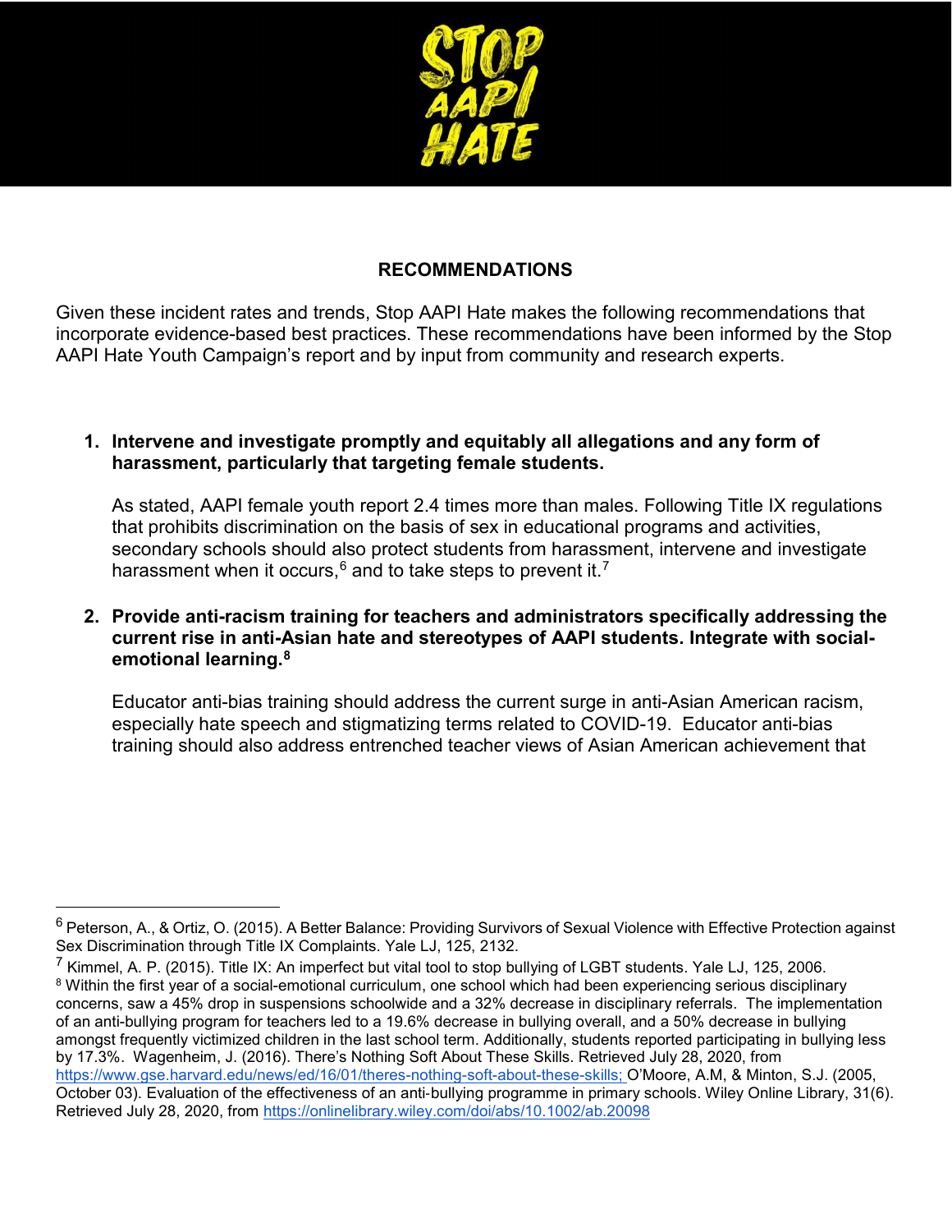## RECOMMENDATIONS

Given these incident rates and trends, Stop AAPI Hate makes the following recommendations that incorporate evidence-based best practices. These recommendations have been informed by the Stop AAPI Hate Youth Campaign's report and by input from community and research experts.

1. **Intervene and investigate promptly and equitably all allegations and any form of harassment, particularly that targeting female students.**

   As stated, AAPI female youth report 2.4 times more than males. Following Title IX regulations that prohibits discrimination on the basis of sex in educational programs and activities, secondary schools should also protect students from harassment, intervene and investigate harassment when it occurs,[6] and to take steps to prevent it.[7]

2. **Provide anti-racism training for teachers and administrators specifically addressing the current rise in anti-Asian hate and stereotypes of AAPI students. Integrate with social-emotional learning.[8]**

   Educator anti-bias training should address the current surge in anti-Asian American racism, especially hate speech and stigmatizing terms related to COVID-19. Educator anti-bias training should also address entrenched teacher views of Asian American achievement that

---

[6] Peterson, A., & Ortiz, O. (2015). A Better Balance: Providing Survivors of Sexual Violence with Effective Protection against Sex Discrimination through Title IX Complaints. Yale LJ, 125, 2132.

[7] Kimmel, A. P. (2015). Title IX: An imperfect but vital tool to stop bullying of LGBT students. Yale LJ, 125, 2006.

[8] Within the first year of a social-emotional curriculum, one school which had been experiencing serious disciplinary concerns, saw a 45% drop in suspensions schoolwide and a 32% decrease in disciplinary referrals. The implementation of an anti-bullying program for teachers led to a 19.6% decrease in bullying overall, and a 50% decrease in bullying amongst frequently victimized children in the last school term. Additionally, students reported participating in bullying less by 17.3%. Wagenheim, J. (2016). There's Nothing Soft About These Skills. Retrieved July 28, 2020, from https://www.gse.harvard.edu/news/ed/16/01/theres-nothing-soft-about-these-skills; O'Moore, A.M, & Minton, S.J. (2005, October 03). Evaluation of the effectiveness of an anti-bullying programme in primary schools. Wiley Online Library, 31(6). Retrieved July 28, 2020, from https://onlinelibrary.wiley.com/doi/abs/10.1002/ab.20098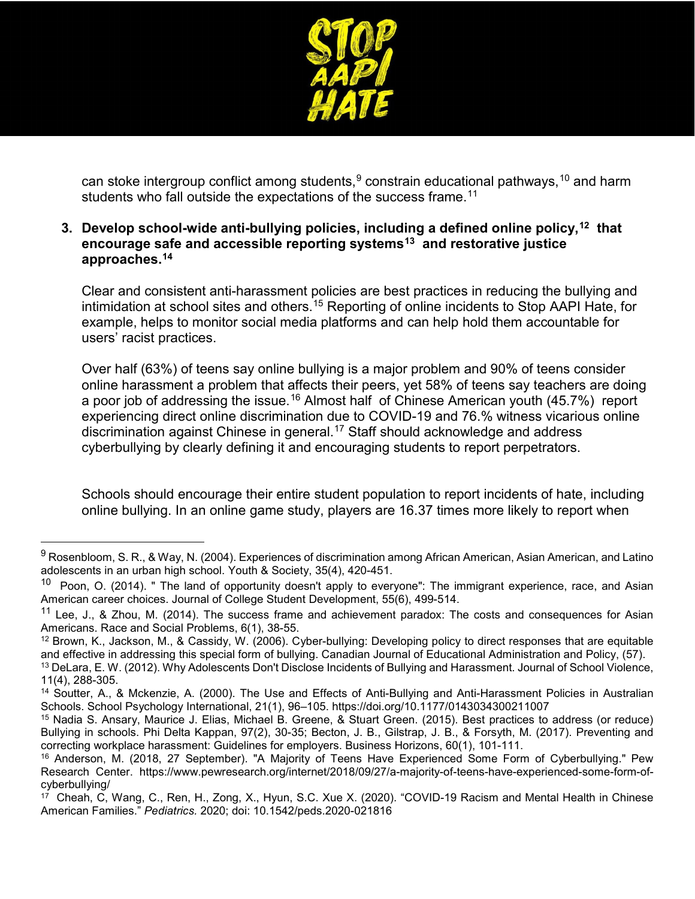can stoke intergroup conflict among students,[9] constrain educational pathways,[10] and harm students who fall outside the expectations of the success frame.[11]

3. **Develop school-wide anti-bullying policies, including a defined online policy,[12] that encourage safe and accessible reporting systems[13] and restorative justice approaches.[14]**

   Clear and consistent anti-harassment policies are best practices in reducing the bullying and intimidation at school sites and others.[15] Reporting of online incidents to Stop AAPI Hate, for example, helps to monitor social media platforms and can help hold them accountable for users' racist practices.

   Over half (63%) of teens say online bullying is a major problem and 90% of teens consider online harassment a problem that affects their peers, yet 58% of teens say teachers are doing a poor job of addressing the issue.[16] Almost half of Chinese American youth (45.7%) report experiencing direct online discrimination due to COVID-19 and 76.% witness vicarious online discrimination against Chinese in general.[17] Staff should acknowledge and address cyberbullying by clearly defining it and encouraging students to report perpetrators.

   Schools should encourage their entire student population to report incidents of hate, including online bullying. In an online game study, players are 16.37 times more likely to report when

---

[9] Rosenbloom, S. R., & Way, N. (2004). Experiences of discrimination among African American, Asian American, and Latino adolescents in an urban high school. Youth & Society, 35(4), 420-451.

[10] Poon, O. (2014). " The land of opportunity doesn't apply to everyone": The immigrant experience, race, and Asian American career choices. Journal of College Student Development, 55(6), 499-514.

[11] Lee, J., & Zhou, M. (2014). The success frame and achievement paradox: The costs and consequences for Asian Americans. Race and Social Problems, 6(1), 38-55.

[12] Brown, K., Jackson, M., & Cassidy, W. (2006). Cyber-bullying: Developing policy to direct responses that are equitable and effective in addressing this special form of bullying. Canadian Journal of Educational Administration and Policy, (57).

[13] DeLara, E. W. (2012). Why Adolescents Don't Disclose Incidents of Bullying and Harassment. Journal of School Violence, 11(4), 288-305.

[14] Soutter, A., & Mckenzie, A. (2000). The Use and Effects of Anti-Bullying and Anti-Harassment Policies in Australian Schools. School Psychology International, 21(1), 96–105. https://doi.org/10.1177/0143034300211007

[15] Nadia S. Ansary, Maurice J. Elias, Michael B. Greene, & Stuart Green. (2015). Best practices to address (or reduce) Bullying in schools. Phi Delta Kappan, 97(2), 30-35; Becton, J. B., Gilstrap, J. B., & Forsyth, M. (2017). Preventing and correcting workplace harassment: Guidelines for employers. Business Horizons, 60(1), 101-111.

[16] Anderson, M. (2018, 27 September). "A Majority of Teens Have Experienced Some Form of Cyberbullying." Pew Research Center. https://www.pewresearch.org/internet/2018/09/27/a-majority-of-teens-have-experienced-some-form-of-cyberbullying/

[17] Cheah, C, Wang, C., Ren, H., Zong, X., Hyun, S.C. Xue X. (2020). "COVID-19 Racism and Mental Health in Chinese American Families." *Pediatrics.* 2020; doi: 10.1542/peds.2020-021816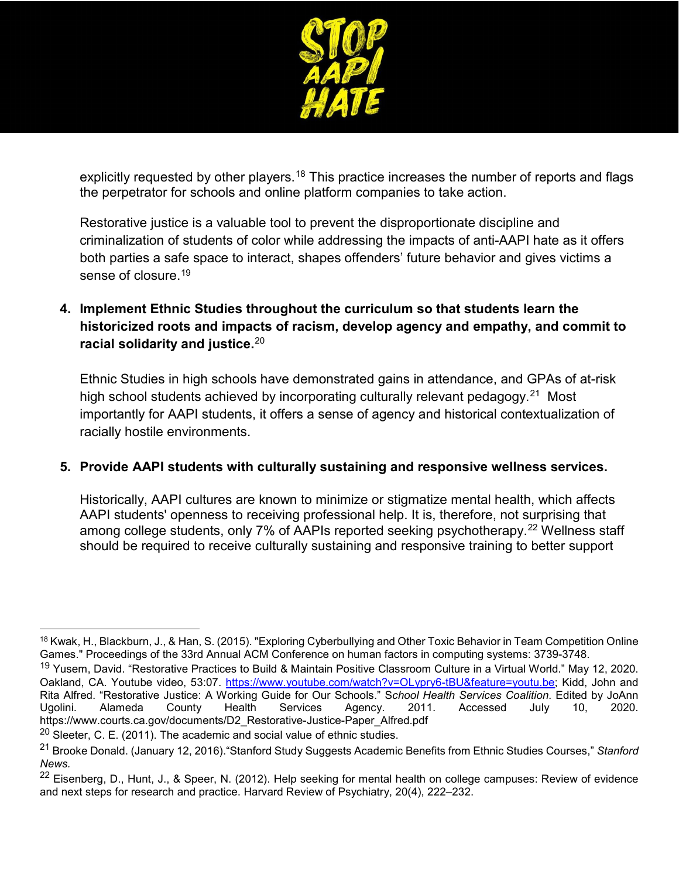explicitly requested by other players.[18] This practice increases the number of reports and flags the perpetrator for schools and online platform companies to take action.

Restorative justice is a valuable tool to prevent the disproportionate discipline and criminalization of students of color while addressing the impacts of anti-AAPI hate as it offers both parties a safe space to interact, shapes offenders' future behavior and gives victims a sense of closure.[19]

4. **Implement Ethnic Studies throughout the curriculum so that students learn the historicized roots and impacts of racism, develop agency and empathy, and commit to racial solidarity and justice.**[20]

   Ethnic Studies in high schools have demonstrated gains in attendance, and GPAs of at-risk high school students achieved by incorporating culturally relevant pedagogy.[21] Most importantly for AAPI students, it offers a sense of agency and historical contextualization of racially hostile environments.

5. **Provide AAPI students with culturally sustaining and responsive wellness services.**

   Historically, AAPI cultures are known to minimize or stigmatize mental health, which affects AAPI students' openness to receiving professional help. It is, therefore, not surprising that among college students, only 7% of AAPIs reported seeking psychotherapy.[22] Wellness staff should be required to receive culturally sustaining and responsive training to better support

---

[18] Kwak, H., Blackburn, J., & Han, S. (2015). "Exploring Cyberbullying and Other Toxic Behavior in Team Competition Online Games." Proceedings of the 33rd Annual ACM Conference on human factors in computing systems: 3739-3748.

[19] Yusem, David. "Restorative Practices to Build & Maintain Positive Classroom Culture in a Virtual World." May 12, 2020. Oakland, CA. Youtube video, 53:07. https://www.youtube.com/watch?v=OLypry6-tBU&feature=youtu.be; Kidd, John and Rita Alfred. "Restorative Justice: A Working Guide for Our Schools." *School Health Services Coalition*. Edited by JoAnn Ugolini. Alameda County Health Services Agency. 2011. Accessed July 10, 2020. https://www.courts.ca.gov/documents/D2_Restorative-Justice-Paper_Alfred.pdf

[20] Sleeter, C. E. (2011). The academic and social value of ethnic studies.

[21] Brooke Donald. (January 12, 2016)."Stanford Study Suggests Academic Benefits from Ethnic Studies Courses," *Stanford News.*

[22] Eisenberg, D., Hunt, J., & Speer, N. (2012). Help seeking for mental health on college campuses: Review of evidence and next steps for research and practice. Harvard Review of Psychiatry, 20(4), 222–232.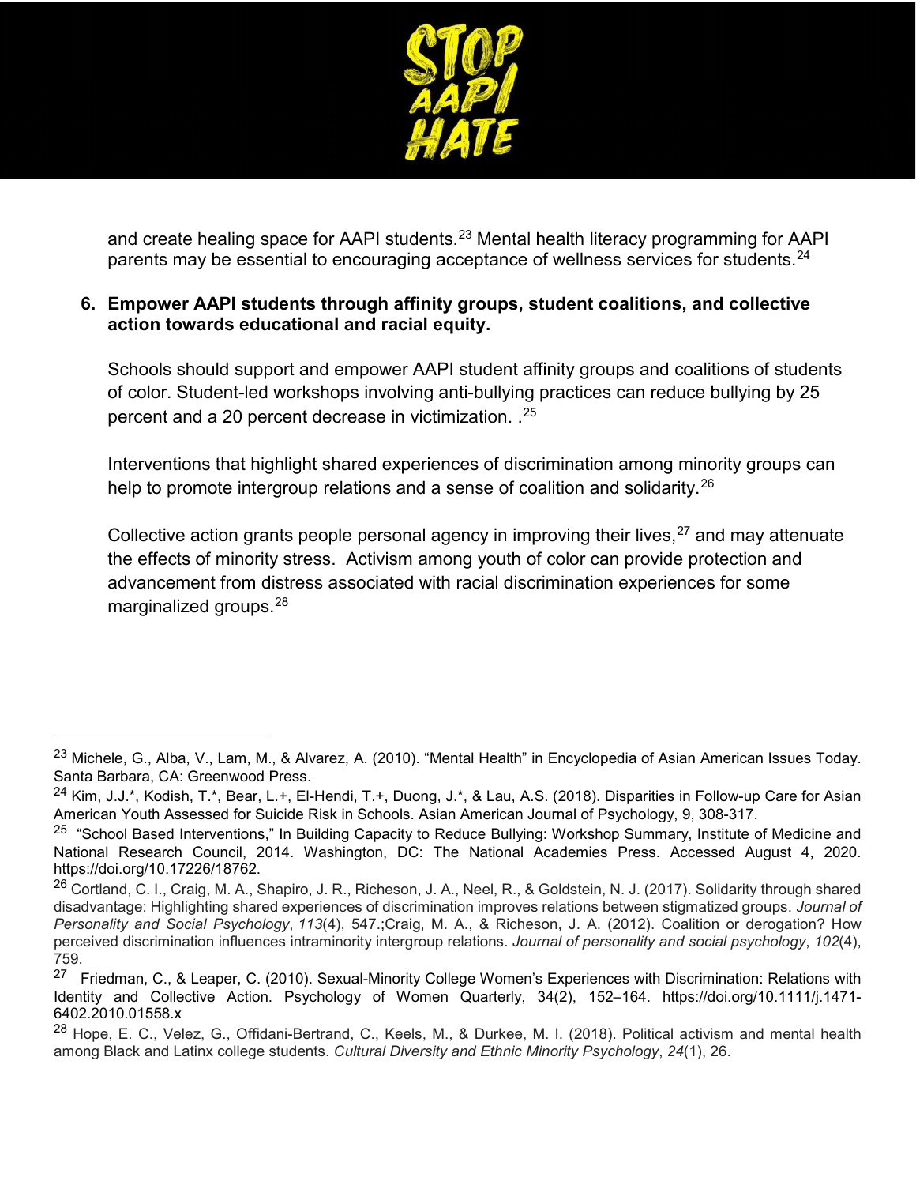and create healing space for AAPI students.[23] Mental health literacy programming for AAPI parents may be essential to encouraging acceptance of wellness services for students.[24]

6. **Empower AAPI students through affinity groups, student coalitions, and collective action towards educational and racial equity.**

   Schools should support and empower AAPI student affinity groups and coalitions of students of color. Student-led workshops involving anti-bullying practices can reduce bullying by 25 percent and a 20 percent decrease in victimization. .[25]

   Interventions that highlight shared experiences of discrimination among minority groups can help to promote intergroup relations and a sense of coalition and solidarity.[26]

   Collective action grants people personal agency in improving their lives,[27] and may attenuate the effects of minority stress. Activism among youth of color can provide protection and advancement from distress associated with racial discrimination experiences for some marginalized groups.[28]

---

[23] Michele, G., Alba, V., Lam, M., & Alvarez, A. (2010). "Mental Health" in Encyclopedia of Asian American Issues Today. Santa Barbara, CA: Greenwood Press.

[24] Kim, J.J.*, Kodish, T.*, Bear, L.+, El-Hendi, T.+, Duong, J.*, & Lau, A.S. (2018). Disparities in Follow-up Care for Asian American Youth Assessed for Suicide Risk in Schools. Asian American Journal of Psychology, 9, 308-317.

[25] "School Based Interventions," In Building Capacity to Reduce Bullying: Workshop Summary, Institute of Medicine and National Research Council, 2014. Washington, DC: The National Academies Press. Accessed August 4, 2020. https://doi.org/10.17226/18762.

[26] Cortland, C. I., Craig, M. A., Shapiro, J. R., Richeson, J. A., Neel, R., & Goldstein, N. J. (2017). Solidarity through shared disadvantage: Highlighting shared experiences of discrimination improves relations between stigmatized groups. *Journal of Personality and Social Psychology*, *113*(4), 547.;Craig, M. A., & Richeson, J. A. (2012). Coalition or derogation? How perceived discrimination influences intraminority intergroup relations. *Journal of personality and social psychology*, *102*(4), 759.

[27] Friedman, C., & Leaper, C. (2010). Sexual-Minority College Women's Experiences with Discrimination: Relations with Identity and Collective Action. Psychology of Women Quarterly, 34(2), 152–164. https://doi.org/10.1111/j.1471-6402.2010.01558.x

[28] Hope, E. C., Velez, G., Offidani-Bertrand, C., Keels, M., & Durkee, M. I. (2018). Political activism and mental health among Black and Latinx college students. *Cultural Diversity and Ethnic Minority Psychology*, *24*(1), 26.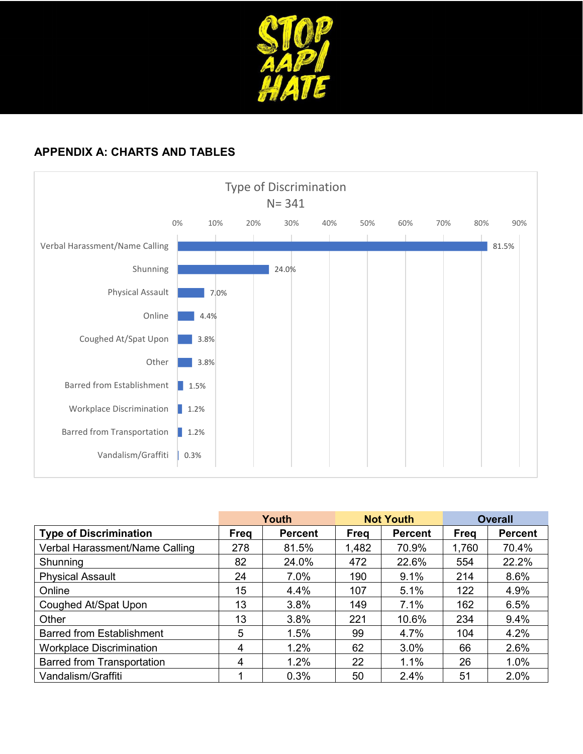## APPENDIX A: CHARTS AND TABLES

Type of Discrimination
N= 341

| Type of Discrimination | Percent |
|---|---|
| Verbal Harassment/Name Calling | 81.5% |
| Shunning | 24.0% |
| Physical Assault | 7.0% |
| Online | 4.4% |
| Coughed At/Spat Upon | 3.8% |
| Other | 3.8% |
| Barred from Establishment | 1.5% |
| Workplace Discrimination | 1.2% |
| Barred from Transportation | 1.2% |
| Vandalism/Graffiti | 0.3% |

| | Youth | | Not Youth | | Overall | |
|---|---|---|---|---|---|---|
| **Type of Discrimination** | **Freq** | **Percent** | **Freq** | **Percent** | **Freq** | **Percent** |
| Verbal Harassment/Name Calling | 278 | 81.5% | 1,482 | 70.9% | 1,760 | 70.4% |
| Shunning | 82 | 24.0% | 472 | 22.6% | 554 | 22.2% |
| Physical Assault | 24 | 7.0% | 190 | 9.1% | 214 | 8.6% |
| Online | 15 | 4.4% | 107 | 5.1% | 122 | 4.9% |
| Coughed At/Spat Upon | 13 | 3.8% | 149 | 7.1% | 162 | 6.5% |
| Other | 13 | 3.8% | 221 | 10.6% | 234 | 9.4% |
| Barred from Establishment | 5 | 1.5% | 99 | 4.7% | 104 | 4.2% |
| Workplace Discrimination | 4 | 1.2% | 62 | 3.0% | 66 | 2.6% |
| Barred from Transportation | 4 | 1.2% | 22 | 1.1% | 26 | 1.0% |
| Vandalism/Graffiti | 1 | 0.3% | 50 | 2.4% | 51 | 2.0% |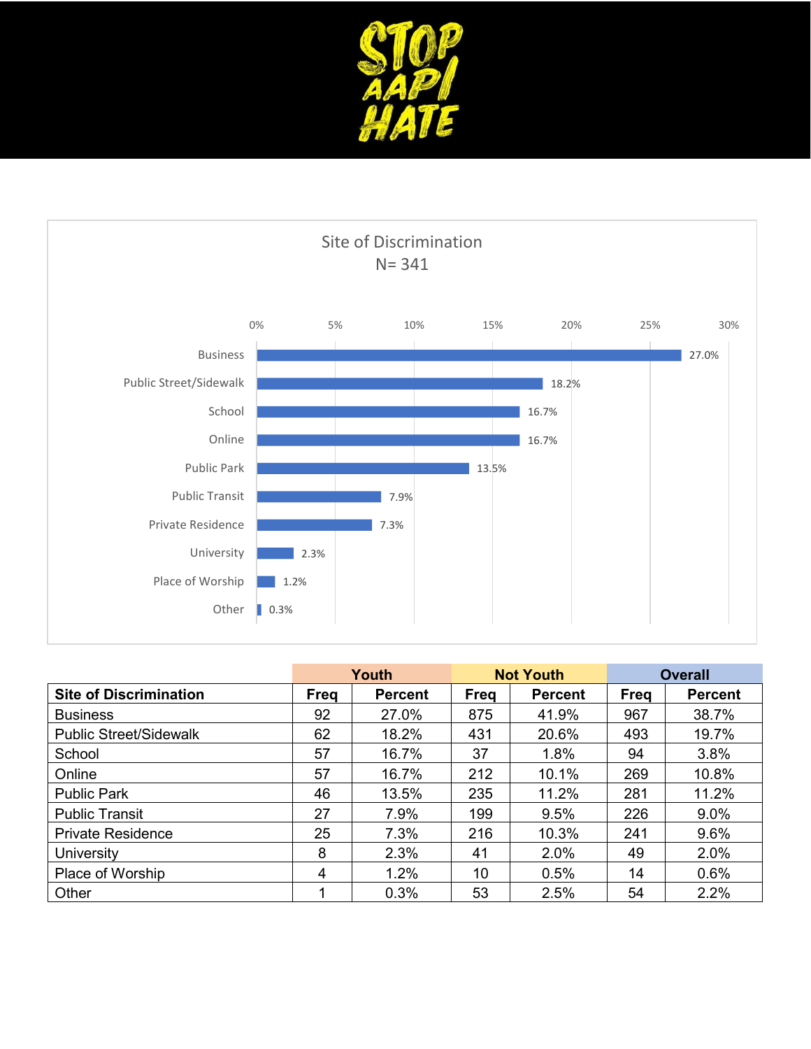STOP AAPI HATE

Site of Discrimination
N= 341

| Site of Discrimination | Percent |
|---|---|
| Business | 27.0% |
| Public Street/Sidewalk | 18.2% |
| School | 16.7% |
| Online | 16.7% |
| Public Park | 13.5% |
| Public Transit | 7.9% |
| Private Residence | 7.3% |
| University | 2.3% |
| Place of Worship | 1.2% |
| Other | 0.3% |

| | Youth | | Not Youth | | Overall | |
|---|---|---|---|---|---|---|
| **Site of Discrimination** | **Freq** | **Percent** | **Freq** | **Percent** | **Freq** | **Percent** |
| Business | 92 | 27.0% | 875 | 41.9% | 967 | 38.7% |
| Public Street/Sidewalk | 62 | 18.2% | 431 | 20.6% | 493 | 19.7% |
| School | 57 | 16.7% | 37 | 1.8% | 94 | 3.8% |
| Online | 57 | 16.7% | 212 | 10.1% | 269 | 10.8% |
| Public Park | 46 | 13.5% | 235 | 11.2% | 281 | 11.2% |
| Public Transit | 27 | 7.9% | 199 | 9.5% | 226 | 9.0% |
| Private Residence | 25 | 7.3% | 216 | 10.3% | 241 | 9.6% |
| University | 8 | 2.3% | 41 | 2.0% | 49 | 2.0% |
| Place of Worship | 4 | 1.2% | 10 | 0.5% | 14 | 0.6% |
| Other | 1 | 0.3% | 53 | 2.5% | 54 | 2.2% |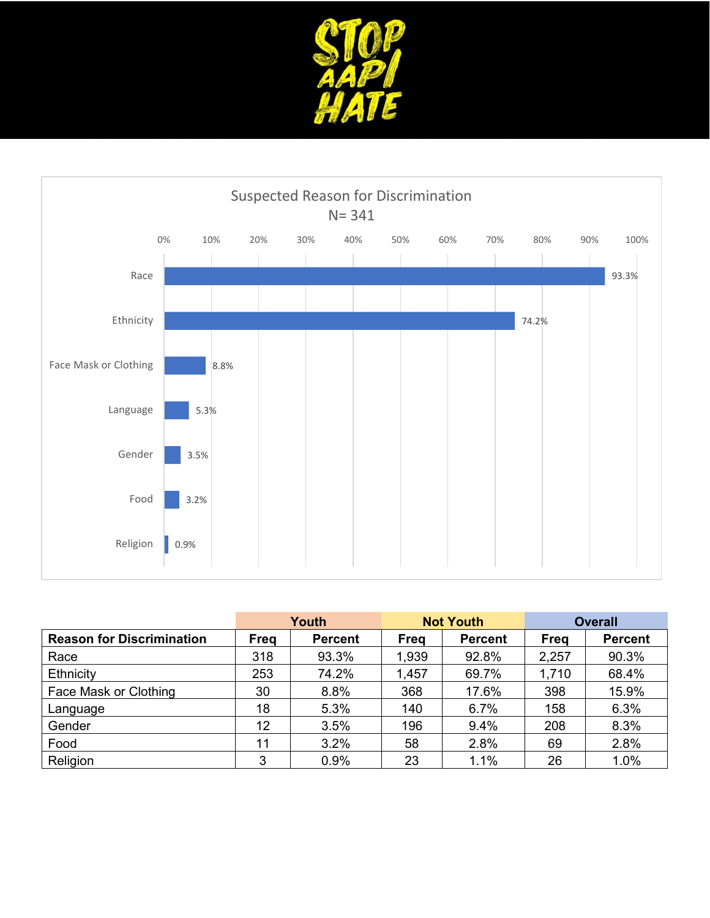Suspected Reason for Discrimination
N= 341

| Reason | Percent |
|---|---|
| Race | 93.3% |
| Ethnicity | 74.2% |
| Face Mask or Clothing | 8.8% |
| Language | 5.3% |
| Gender | 3.5% |
| Food | 3.2% |
| Religion | 0.9% |

| | Youth | | Not Youth | | Overall | |
|---|---|---|---|---|---|---|
| **Reason for Discrimination** | **Freq** | **Percent** | **Freq** | **Percent** | **Freq** | **Percent** |
| Race | 318 | 93.3% | 1,939 | 92.8% | 2,257 | 90.3% |
| Ethnicity | 253 | 74.2% | 1,457 | 69.7% | 1,710 | 68.4% |
| Face Mask or Clothing | 30 | 8.8% | 368 | 17.6% | 398 | 15.9% |
| Language | 18 | 5.3% | 140 | 6.7% | 158 | 6.3% |
| Gender | 12 | 3.5% | 196 | 9.4% | 208 | 8.3% |
| Food | 11 | 3.2% | 58 | 2.8% | 69 | 2.8% |
| Religion | 3 | 0.9% | 23 | 1.1% | 26 | 1.0% |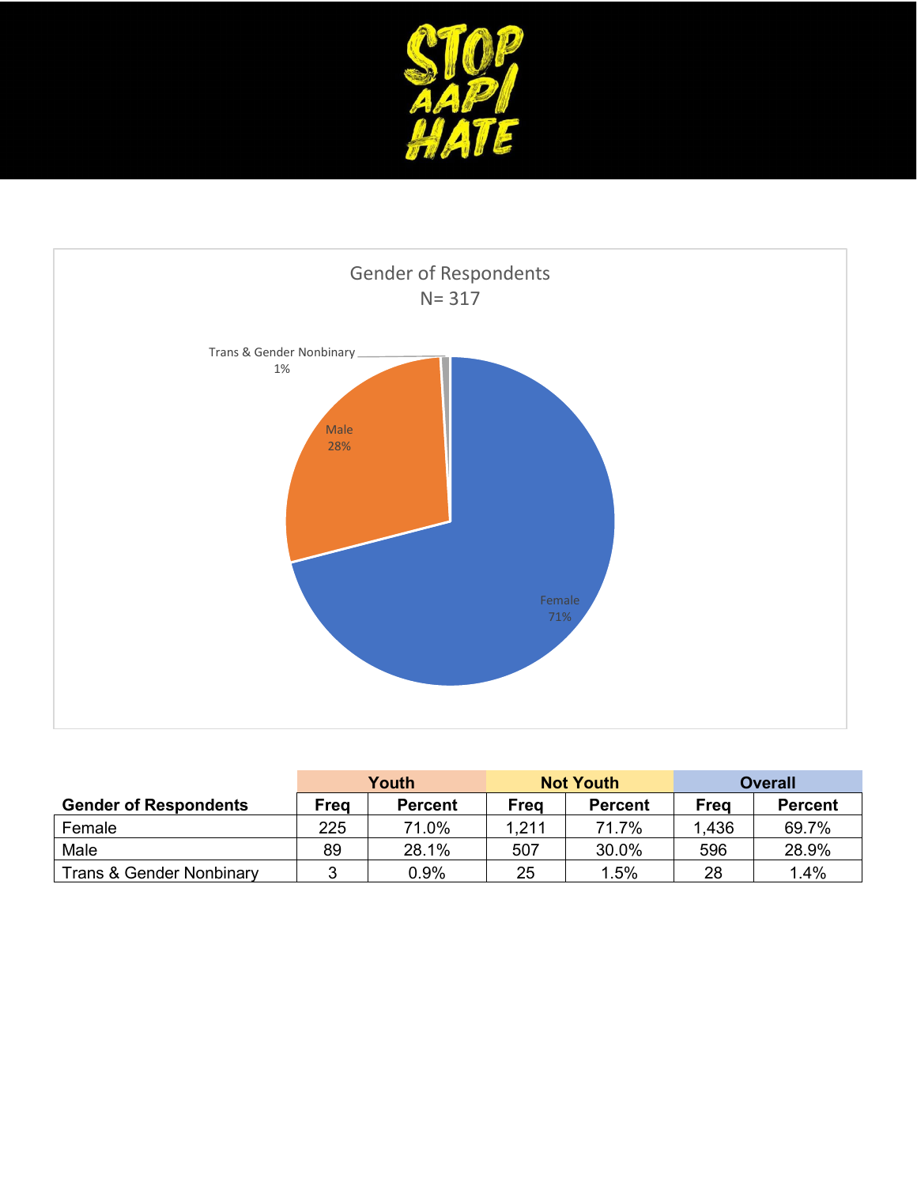Gender of Respondents
N= 317

Trans & Gender Nonbinary 1%

Male 28%

Female 71%

| Gender of Respondents | Youth | | Not Youth | | Overall | |
|---|---|---|---|---|---|---|
| | Freq | Percent | Freq | Percent | Freq | Percent |
| Female | 225 | 71.0% | 1,211 | 71.7% | 1,436 | 69.7% |
| Male | 89 | 28.1% | 507 | 30.0% | 596 | 28.9% |
| Trans & Gender Nonbinary | 3 | 0.9% | 25 | 1.5% | 28 | 1.4% |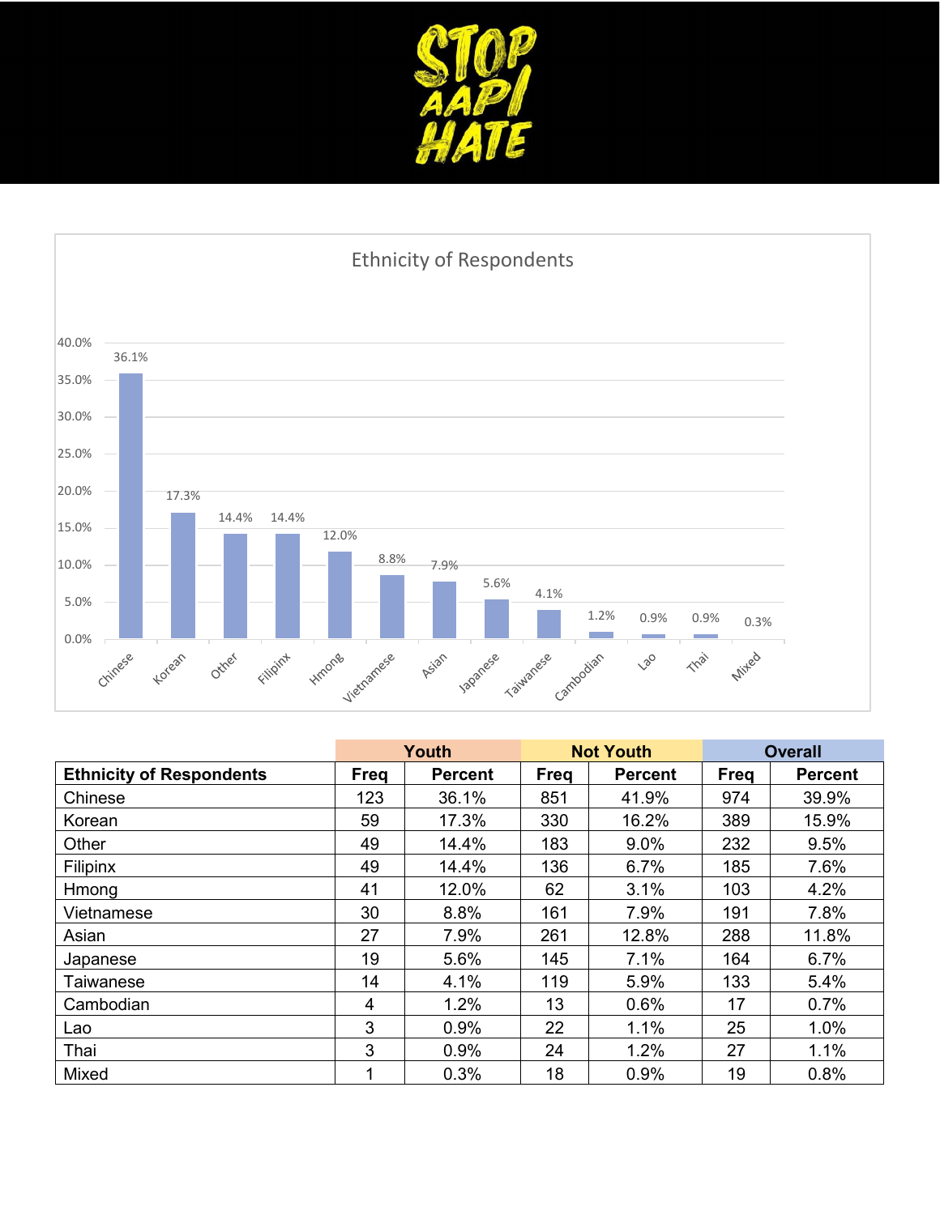STOP AAPI HATE

Ethnicity of Respondents

| | Youth | | Not Youth | | Overall | |
|---|---|---|---|---|---|---|
| **Ethnicity of Respondents** | **Freq** | **Percent** | **Freq** | **Percent** | **Freq** | **Percent** |
| Chinese | 123 | 36.1% | 851 | 41.9% | 974 | 39.9% |
| Korean | 59 | 17.3% | 330 | 16.2% | 389 | 15.9% |
| Other | 49 | 14.4% | 183 | 9.0% | 232 | 9.5% |
| Filipinx | 49 | 14.4% | 136 | 6.7% | 185 | 7.6% |
| Hmong | 41 | 12.0% | 62 | 3.1% | 103 | 4.2% |
| Vietnamese | 30 | 8.8% | 161 | 7.9% | 191 | 7.8% |
| Asian | 27 | 7.9% | 261 | 12.8% | 288 | 11.8% |
| Japanese | 19 | 5.6% | 145 | 7.1% | 164 | 6.7% |
| Taiwanese | 14 | 4.1% | 119 | 5.9% | 133 | 5.4% |
| Cambodian | 4 | 1.2% | 13 | 0.6% | 17 | 0.7% |
| Lao | 3 | 0.9% | 22 | 1.1% | 25 | 1.0% |
| Thai | 3 | 0.9% | 24 | 1.2% | 27 | 1.1% |
| Mixed | 1 | 0.3% | 18 | 0.9% | 19 | 0.8% |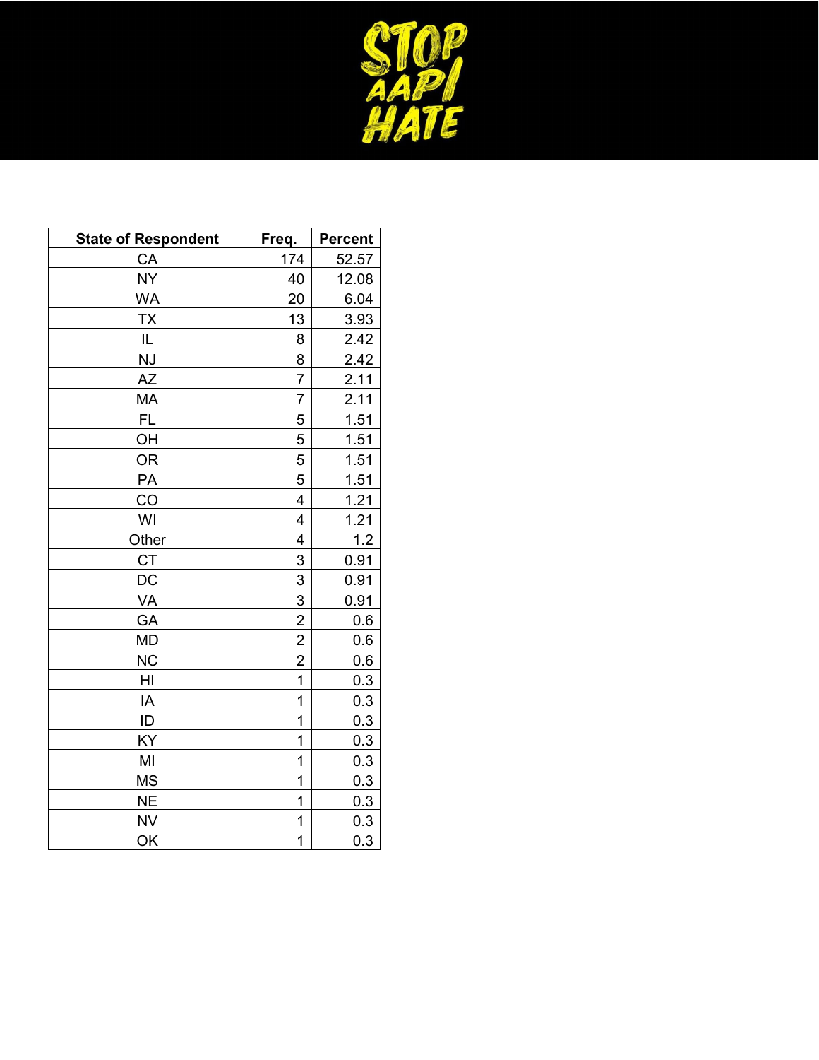| State of Respondent | Freq. | Percent |
|---|---|---|
| CA | 174 | 52.57 |
| NY | 40 | 12.08 |
| WA | 20 | 6.04 |
| TX | 13 | 3.93 |
| IL | 8 | 2.42 |
| NJ | 8 | 2.42 |
| AZ | 7 | 2.11 |
| MA | 7 | 2.11 |
| FL | 5 | 1.51 |
| OH | 5 | 1.51 |
| OR | 5 | 1.51 |
| PA | 5 | 1.51 |
| CO | 4 | 1.21 |
| WI | 4 | 1.21 |
| Other | 4 | 1.2 |
| CT | 3 | 0.91 |
| DC | 3 | 0.91 |
| VA | 3 | 0.91 |
| GA | 2 | 0.6 |
| MD | 2 | 0.6 |
| NC | 2 | 0.6 |
| HI | 1 | 0.3 |
| IA | 1 | 0.3 |
| ID | 1 | 0.3 |
| KY | 1 | 0.3 |
| MI | 1 | 0.3 |
| MS | 1 | 0.3 |
| NE | 1 | 0.3 |
| NV | 1 | 0.3 |
| OK | 1 | 0.3 |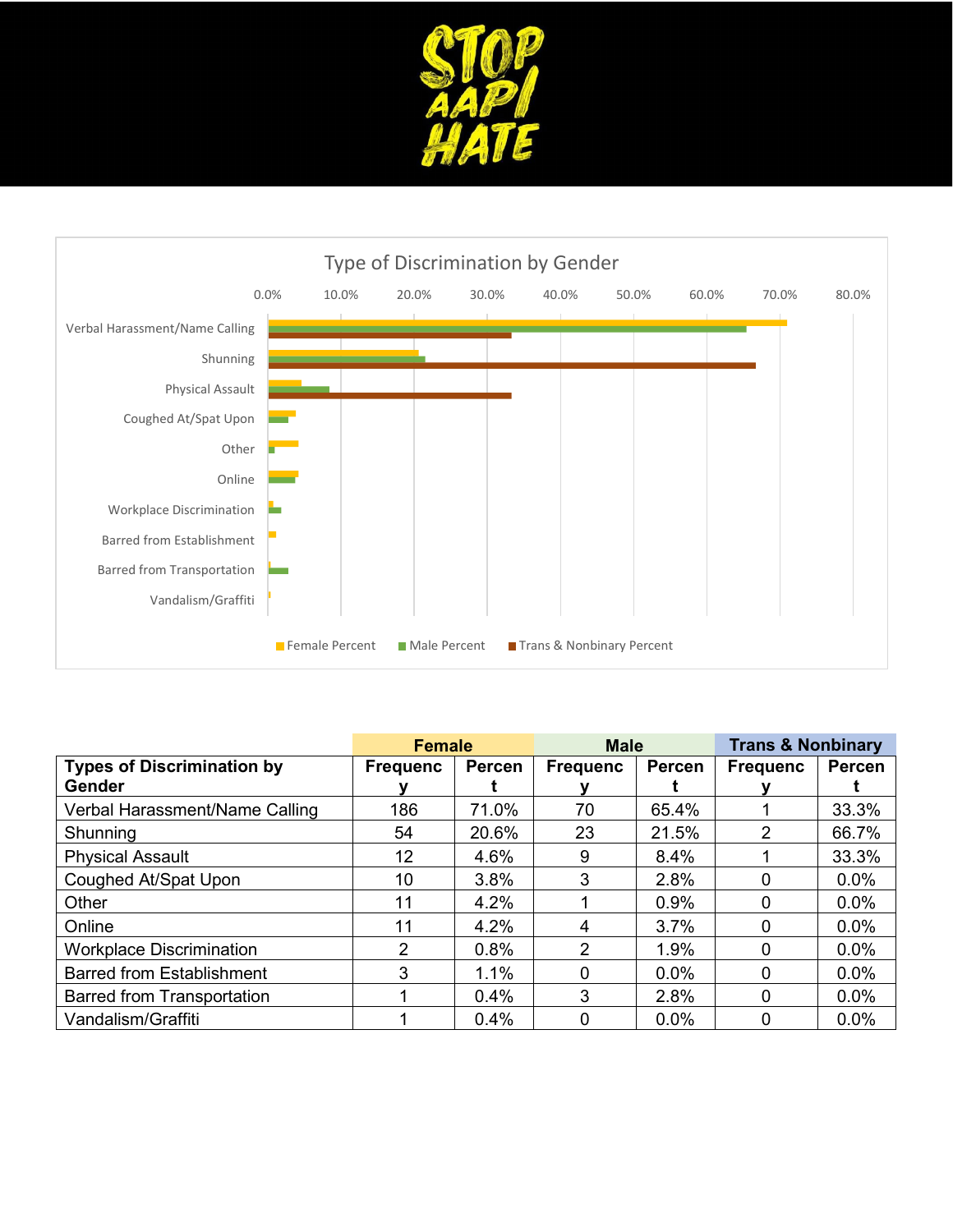STOP AAPI HATE

Type of Discrimination by Gender

|  | Female |  | Male |  | Trans & Nonbinary |  |
|---|---|---|---|---|---|---|
| Types of Discrimination by Gender | Frequency | Percent | Frequency | Percent | Frequency | Percent |
| Verbal Harassment/Name Calling | 186 | 71.0% | 70 | 65.4% | 1 | 33.3% |
| Shunning | 54 | 20.6% | 23 | 21.5% | 2 | 66.7% |
| Physical Assault | 12 | 4.6% | 9 | 8.4% | 1 | 33.3% |
| Coughed At/Spat Upon | 10 | 3.8% | 3 | 2.8% | 0 | 0.0% |
| Other | 11 | 4.2% | 1 | 0.9% | 0 | 0.0% |
| Online | 11 | 4.2% | 4 | 3.7% | 0 | 0.0% |
| Workplace Discrimination | 2 | 0.8% | 2 | 1.9% | 0 | 0.0% |
| Barred from Establishment | 3 | 1.1% | 0 | 0.0% | 0 | 0.0% |
| Barred from Transportation | 1 | 0.4% | 3 | 2.8% | 0 | 0.0% |
| Vandalism/Graffiti | 1 | 0.4% | 0 | 0.0% | 0 | 0.0% |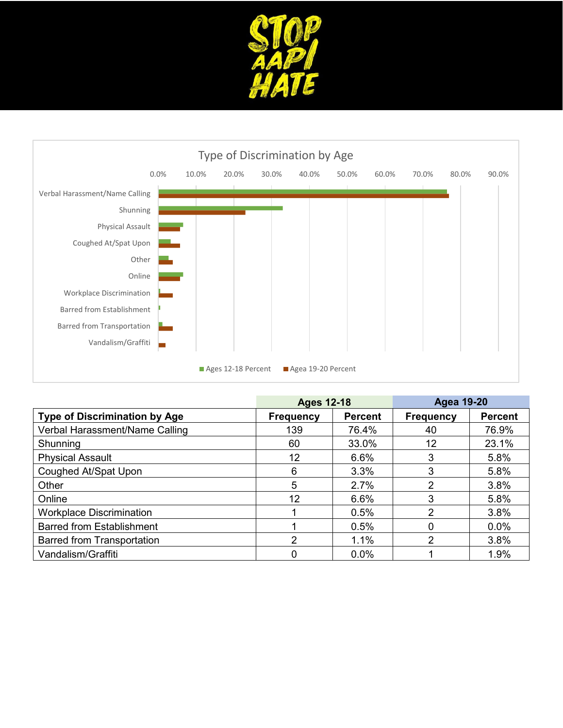STOP AAPI HATE

Type of Discrimination by Age

Ages 12-18 Percent | Agea 19-20 Percent

| | Ages 12-18 | | Agea 19-20 | |
|---|---|---|---|---|
| **Type of Discrimination by Age** | **Frequency** | **Percent** | **Frequency** | **Percent** |
| Verbal Harassment/Name Calling | 139 | 76.4% | 40 | 76.9% |
| Shunning | 60 | 33.0% | 12 | 23.1% |
| Physical Assault | 12 | 6.6% | 3 | 5.8% |
| Coughed At/Spat Upon | 6 | 3.3% | 3 | 5.8% |
| Other | 5 | 2.7% | 2 | 3.8% |
| Online | 12 | 6.6% | 3 | 5.8% |
| Workplace Discrimination | 1 | 0.5% | 2 | 3.8% |
| Barred from Establishment | 1 | 0.5% | 0 | 0.0% |
| Barred from Transportation | 2 | 1.1% | 2 | 3.8% |
| Vandalism/Graffiti | 0 | 0.0% | 1 | 1.9% |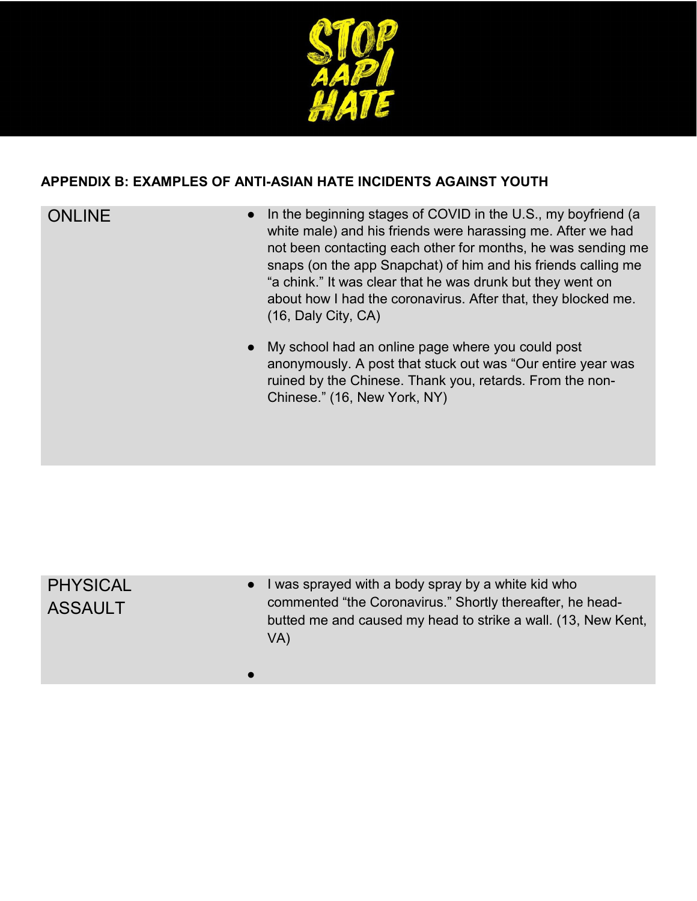STOP AAPI HATE

## APPENDIX B: EXAMPLES OF ANTI-ASIAN HATE INCIDENTS AGAINST YOUTH

| | |
|---|---|
| ONLINE | • In the beginning stages of COVID in the U.S., my boyfriend (a white male) and his friends were harassing me. After we had not been contacting each other for months, he was sending me snaps (on the app Snapchat) of him and his friends calling me "a chink." It was clear that he was drunk but they went on about how I had the coronavirus. After that, they blocked me. (16, Daly City, CA)<br><br>• My school had an online page where you could post anonymously. A post that stuck out was "Our entire year was ruined by the Chinese. Thank you, retards. From the non-Chinese." (16, New York, NY) |
| PHYSICAL ASSAULT | • I was sprayed with a body spray by a white kid who commented "the Coronavirus." Shortly thereafter, he head-butted me and caused my head to strike a wall. (13, New Kent, VA)<br><br>• |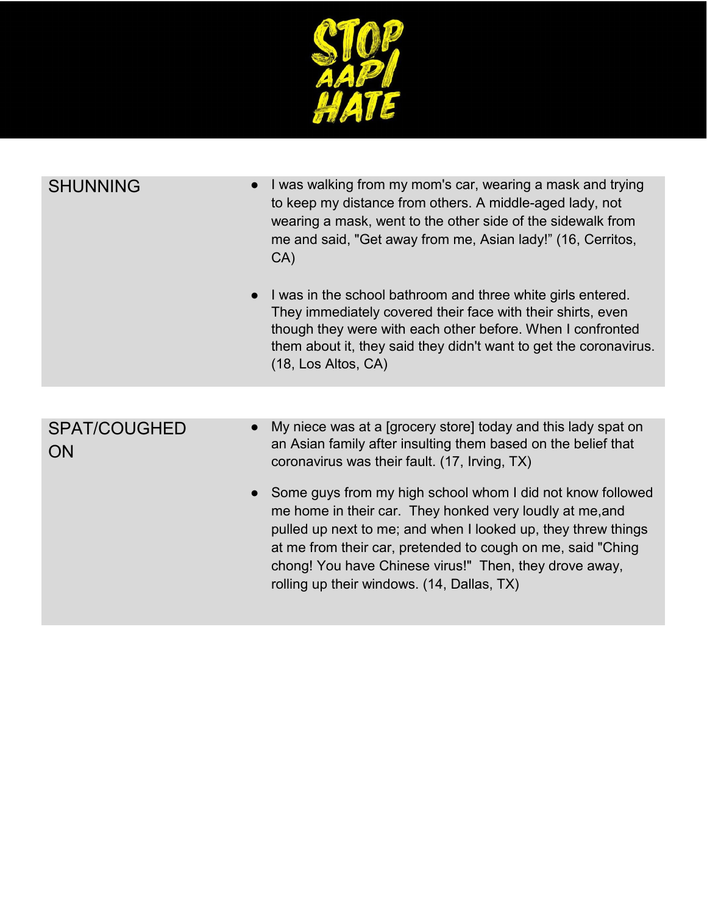| | |
|---|---|
| SHUNNING | • I was walking from my mom's car, wearing a mask and trying to keep my distance from others. A middle-aged lady, not wearing a mask, went to the other side of the sidewalk from me and said, "Get away from me, Asian lady!" (16, Cerritos, CA)<br><br>• I was in the school bathroom and three white girls entered. They immediately covered their face with their shirts, even though they were with each other before. When I confronted them about it, they said they didn't want to get the coronavirus. (18, Los Altos, CA) |
| SPAT/COUGHED ON | • My niece was at a [grocery store] today and this lady spat on an Asian family after insulting them based on the belief that coronavirus was their fault. (17, Irving, TX)<br><br>• Some guys from my high school whom I did not know followed me home in their car. They honked very loudly at me,and pulled up next to me; and when I looked up, they threw things at me from their car, pretended to cough on me, said "Ching chong! You have Chinese virus!" Then, they drove away, rolling up their windows. (14, Dallas, TX) |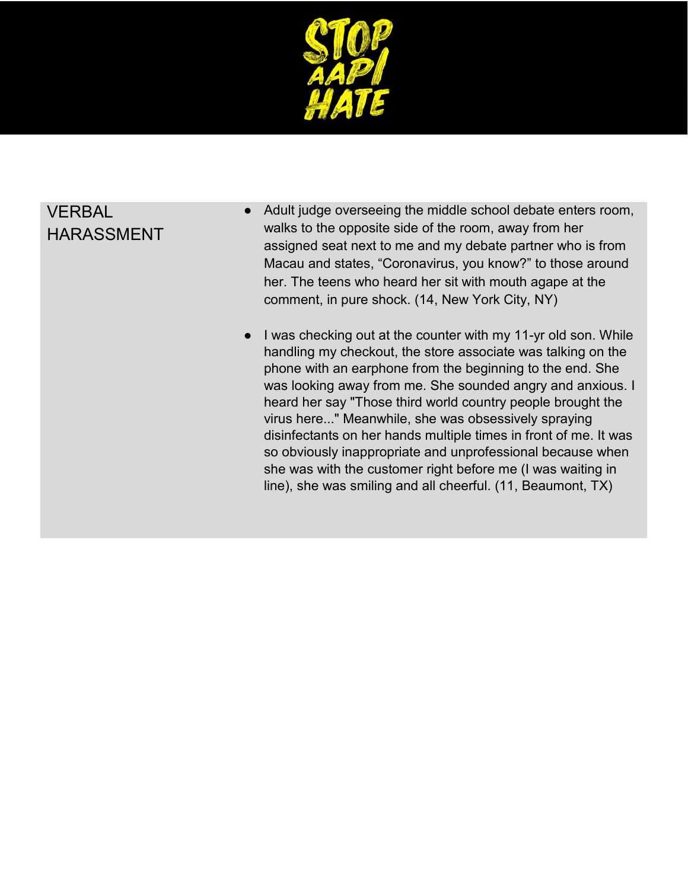STOP AAPI HATE

| | |
|---|---|
| VERBAL HARASSMENT | • Adult judge overseeing the middle school debate enters room, walks to the opposite side of the room, away from her assigned seat next to me and my debate partner who is from Macau and states, “Coronavirus, you know?” to those around her. The teens who heard her sit with mouth agape at the comment, in pure shock. (14, New York City, NY)<br><br>• I was checking out at the counter with my 11-yr old son. While handling my checkout, the store associate was talking on the phone with an earphone from the beginning to the end. She was looking away from me. She sounded angry and anxious. I heard her say "Those third world country people brought the virus here..." Meanwhile, she was obsessively spraying disinfectants on her hands multiple times in front of me. It was so obviously inappropriate and unprofessional because when she was with the customer right before me (I was waiting in line), she was smiling and all cheerful. (11, Beaumont, TX) |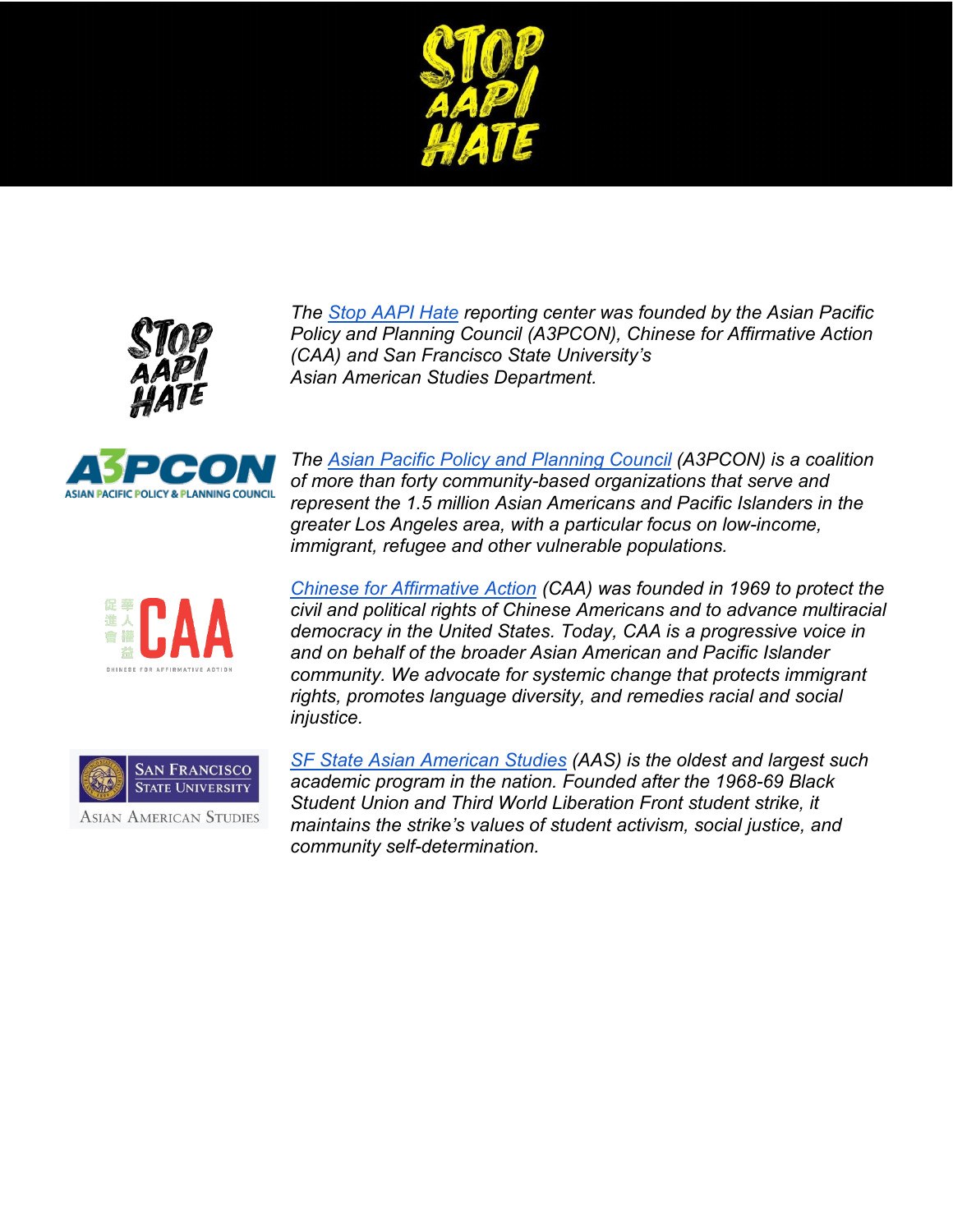*The [Stop AAPI Hate]() reporting center was founded by the Asian Pacific Policy and Planning Council (A3PCON), Chinese for Affirmative Action (CAA) and San Francisco State University's Asian American Studies Department.*

*The [Asian Pacific Policy and Planning Council]() (A3PCON) is a coalition of more than forty community-based organizations that serve and represent the 1.5 million Asian Americans and Pacific Islanders in the greater Los Angeles area, with a particular focus on low-income, immigrant, refugee and other vulnerable populations.*

*[Chinese for Affirmative Action]() (CAA) was founded in 1969 to protect the civil and political rights of Chinese Americans and to advance multiracial democracy in the United States. Today, CAA is a progressive voice in and on behalf of the broader Asian American and Pacific Islander community. We advocate for systemic change that protects immigrant rights, promotes language diversity, and remedies racial and social injustice.*

*[SF State Asian American Studies]() (AAS) is the oldest and largest such academic program in the nation. Founded after the 1968-69 Black Student Union and Third World Liberation Front student strike, it maintains the strike's values of student activism, social justice, and community self-determination.*